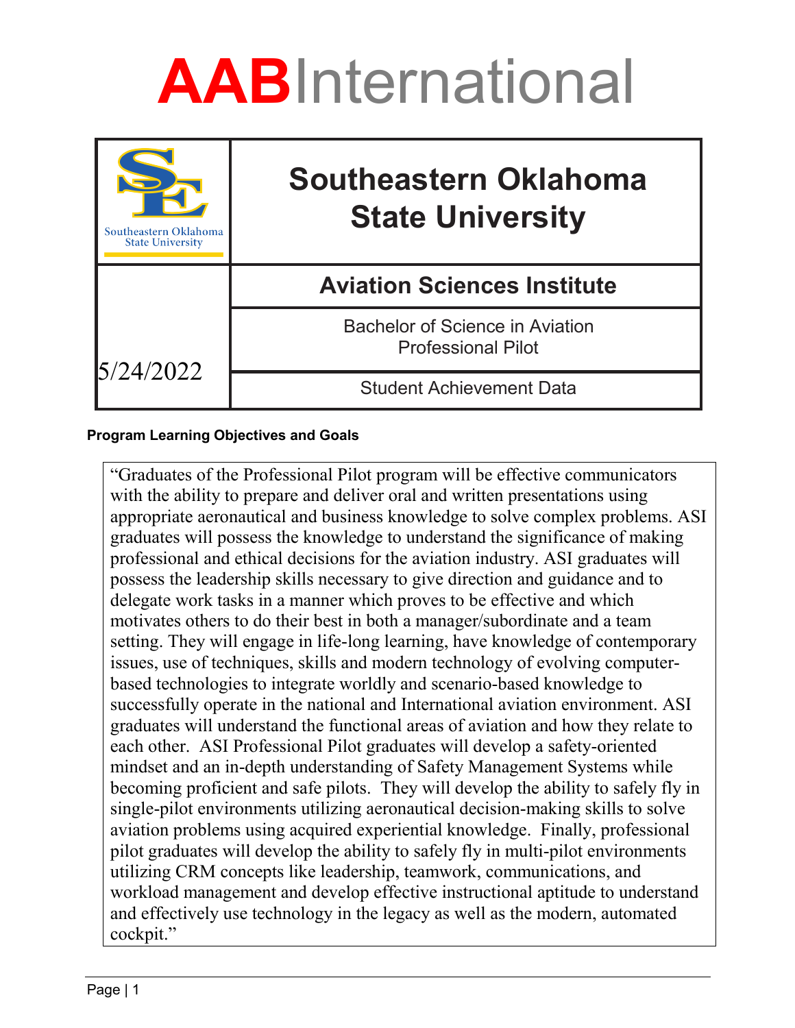# AABInternational

| Southeastern Oklahoma State University | Southeastern Oklahoma State University |
|---|---|
| 5/24/2022 | **Aviation Sciences Institute** |
| | Bachelor of Science in Aviation Professional Pilot |
| | Student Achievement Data |

**Program Learning Objectives and Goals**

"Graduates of the Professional Pilot program will be effective communicators with the ability to prepare and deliver oral and written presentations using appropriate aeronautical and business knowledge to solve complex problems. ASI graduates will possess the knowledge to understand the significance of making professional and ethical decisions for the aviation industry. ASI graduates will possess the leadership skills necessary to give direction and guidance and to delegate work tasks in a manner which proves to be effective and which motivates others to do their best in both a manager/subordinate and a team setting. They will engage in life-long learning, have knowledge of contemporary issues, use of techniques, skills and modern technology of evolving computer-based technologies to integrate worldly and scenario-based knowledge to successfully operate in the national and International aviation environment. ASI graduates will understand the functional areas of aviation and how they relate to each other. ASI Professional Pilot graduates will develop a safety-oriented mindset and an in-depth understanding of Safety Management Systems while becoming proficient and safe pilots. They will develop the ability to safely fly in single-pilot environments utilizing aeronautical decision-making skills to solve aviation problems using acquired experiential knowledge. Finally, professional pilot graduates will develop the ability to safely fly in multi-pilot environments utilizing CRM concepts like leadership, teamwork, communications, and workload management and develop effective instructional aptitude to understand and effectively use technology in the legacy as well as the modern, automated cockpit."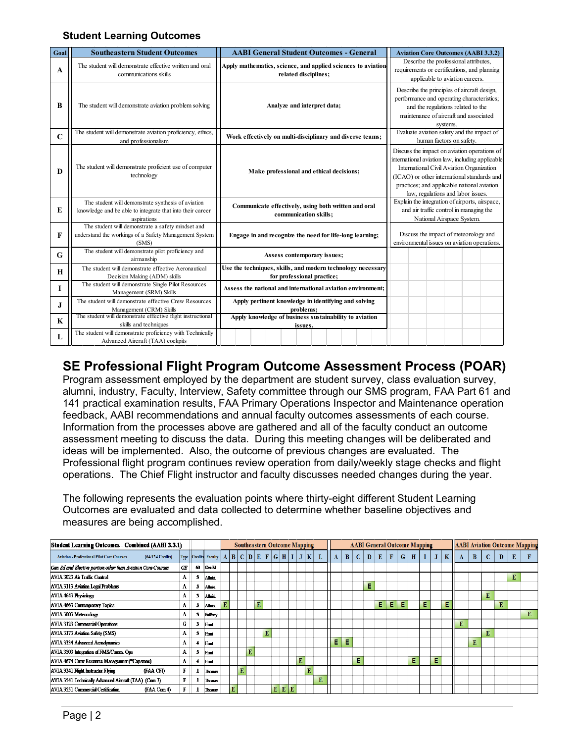## Student Learning Outcomes

| Goal | Southeastern Student Outcomes | AABI General Student Outcomes - General | Aviation Core Outcomes (AABI 3.3.2) |
|---|---|---|---|
| A | The student will demonstrate effective written and oral communications skills | Apply mathematics, science, and applied sciences to aviation related disciplines; | Describe the professional attributes, requirements or certifications, and planning applicable to aviation careers. |
| B | The student will demonstrate aviation problem solving | Analyze and interpret data; | Describe the principles of aircraft design, performance and operating characteristics; and the regulations related to the maintenance of aircraft and associated systems. |
| C | The student will demonstrate aviation proficiency, ethics, and professionalism | Work effectively on multi-disciplinary and diverse teams; | Evaluate aviation safety and the impact of human factors on safety. |
| D | The student will demonstrate proficient use of computer technology | Make professional and ethical decisions; | Discuss the impact on aviation operations of international aviation law, including applicable International Civil Aviation Organization (ICAO) or other international standards and practices; and applicable national aviation law, regulations and labor issues. |
| E | The student will demonstrate synthesis of aviation knowledge and be able to integrate that into their career aspirations | Communicate effectively, using both written and oral communication skills; | Explain the integration of airports, airspace, and air traffic control in managing the National Airspace System. |
| F | The student will demonstrate a safety mindset and understand the workings of a Safety Management System (SMS) | Engage in and recognize the need for life-long learning; | Discuss the impact of meteorology and environmental issues on aviation operations. |
| G | The student will demonstrate pilot proficiency and airmanship | Assess contemporary issues; | |
| H | The student will demonstrate effective Aeronautical Decision Making (ADM) skills | Use the techniques, skills, and modern technology necessary for professional practice; | |
| I | The student will demonstrate Single Pilot Resources Management (SRM) Skills | Assess the national and international aviation environment; | |
| J | The student will demonstrate effective Crew Resources Management (CRM) Skills | Apply pertinent knowledge in identifying and solving problems; | |
| K | The student will demonstrate effective flight instructional skills and techniques | Apply knowledge of business sustainability to aviation issues. | |
| L | The student will demonstrate proficiency with Technically Advanced Aircraft (TAA) cockpits | | |

# SE Professional Flight Program Outcome Assessment Process (POAR)

Program assessment employed by the department are student survey, class evaluation survey, alumni, industry, Faculty, Interview, Safety committee through our SMS program, FAA Part 61 and 141 practical examination results, FAA Primary Operations Inspector and Maintenance operation feedback, AABI recommendations and annual faculty outcomes assessments of each course. Information from the processes above are gathered and all of the faculty conduct an outcome assessment meeting to discuss the data. During this meeting changes will be deliberated and ideas will be implemented. Also, the outcome of previous changes are evaluated. The Professional flight program continues review operation from daily/weekly stage checks and flight operations. The Chief Flight instructor and faculty discusses needed changes during the year.

The following represents the evaluation points where thirty-eight different Student Learning Outcomes are evaluated and data collected to determine whether baseline objectives and measures are being accomplished.

| Student Learning Outcomes - Combined (AABI 3.3.1) | | | | Southeastern Outcome Mapping | | | | | | | | | | | | AABI General Outcome Mapping | | | | | | | | | | | AABI Aviation Outcome Mapping | | | | | |
|---|---|---|---|---|---|---|---|---|---|---|---|---|---|---|---|---|---|---|---|---|---|---|---|---|---|---|---|---|---|---|---|---|
| Aviation - Professional Pilot Core Courses (64/124 Credits) | Type | Credits | Faculty | A | B | C | D | E | F | G | H | I | J | K | L | A | B | C | D | E | F | G | H | I | J | K | A | B | C | D | E | F |
| Gen Ed and Elective portion other than Aviation Core Courses | GE | 60 | Gen Ed | | | | | | | | | | | | | | | | | | | | | | | | | | | | | |
| AVIA 3023 Air Traffic Control | A | 3 | Allaisi | | | | | | | | | | | | | | | | | | | | | | | | | | | | E | |
| AVIA 3113 Aviation Legal Problems | A | 3 | Allaisi | | | | | | | | | | | | | | | | E | | | | | | | | | | | | | |
| AVIA 4643 Physiology | A | 3 | Allaisi | | | | | | | | | | | | | | | | | | | | | | | | | | E | | | |
| AVIA 4663 Contemporary Topics | A | 3 | Allaisi | E | | | | E | | | | | | | | | | | | E | E | E | | E | | E | | | | E | | |
| AVIA 3003 Meteorology | A | 3 | Gaffney | | | | | | | | | | | | | | | | | | | | | | | | | | | | | E |
| AVIA 3123 Commercial Operations | G | 3 | Hunt | | | | | | | | | | | | | | | | | | | | | | | | E | | | | | |
| AVIA 3173 Aviation Safety (SMS) | A | 3 | Hunt | | | | | | E | | | | | | | | | | | | | | | | | | | | E | | | |
| AVIA 3334 Advanced Aerodynamics | A | 4 | Hunt | | | | | | | | | | | | | E | E | | | | | | | | | | | E | | | | |
| AVIA 3503 Integration of FMS/Comm. Ops | A | 3 | Hunt | | | | E | | | | | | | | | | | | | | | | | | | | | | | | | |
| AVIA 4674 Crew Resource Management (*Capstone) | A | 4 | Hunt | | | | | | | | | | E | | | | | E | | | | | E | | E | | | | | | | |
| AVIA 3241 Flight Instructor Flying (FAA CFI) | F | 1 | Thomas | | | E | | | | | | | | E | | | | | | | | | | | | | | | | | | |
| AVIA 3541 Technically Advanced Aircraft (TAA) (Com 3) | F | 1 | Thomas | | | | | | | | | | | | E | | | | | | | | | | | | | | | | | |
| AVIA 3551 Commercial Certification (FAA Com 4) | F | 1 | Thomas | | E | | | | | E | E | E | | | | | | | | | | | | | | | | | | | | |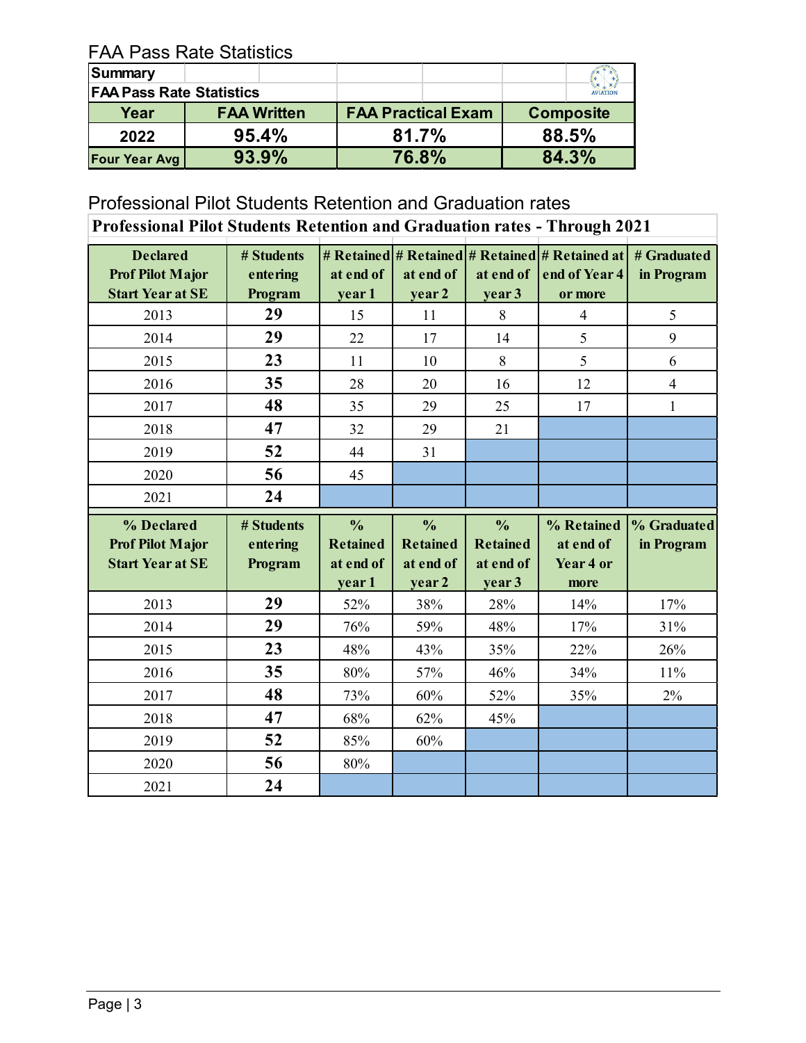## FAA Pass Rate Statistics

| Summary | | | |
|---|---|---|---|
| **FAA Pass Rate Statistics** | | | |
| **Year** | **FAA Written** | **FAA Practical Exam** | **Composite** |
| **2022** | **95.4%** | **81.7%** | **88.5%** |
| **Four Year Avg** | **93.9%** | **76.8%** | **84.3%** |

## Professional Pilot Students Retention and Graduation rates

**Professional Pilot Students Retention and Graduation rates - Through 2021**

| Declared Prof Pilot Major Start Year at SE | # Students entering Program | # Retained at end of year 1 | # Retained at end of year 2 | # Retained at end of year 3 | # Retained at end of Year 4 or more | # Graduated in Program |
|---|---|---|---|---|---|---|
| 2013 | **29** | 15 | 11 | 8 | 4 | 5 |
| 2014 | **29** | 22 | 17 | 14 | 5 | 9 |
| 2015 | **23** | 11 | 10 | 8 | 5 | 6 |
| 2016 | **35** | 28 | 20 | 16 | 12 | 4 |
| 2017 | **48** | 35 | 29 | 25 | 17 | 1 |
| 2018 | **47** | 32 | 29 | 21 | | |
| 2019 | **52** | 44 | 31 | | | |
| 2020 | **56** | 45 | | | | |
| 2021 | **24** | | | | | |
| **% Declared Prof Pilot Major Start Year at SE** | **# Students entering Program** | **% Retained at end of year 1** | **% Retained at end of year 2** | **% Retained at end of year 3** | **% Retained at end of Year 4 or more** | **% Graduated in Program** |
| 2013 | **29** | 52% | 38% | 28% | 14% | 17% |
| 2014 | **29** | 76% | 59% | 48% | 17% | 31% |
| 2015 | **23** | 48% | 43% | 35% | 22% | 26% |
| 2016 | **35** | 80% | 57% | 46% | 34% | 11% |
| 2017 | **48** | 73% | 60% | 52% | 35% | 2% |
| 2018 | **47** | 68% | 62% | 45% | | |
| 2019 | **52** | 85% | 60% | | | |
| 2020 | **56** | 80% | | | | |
| 2021 | **24** | | | | | |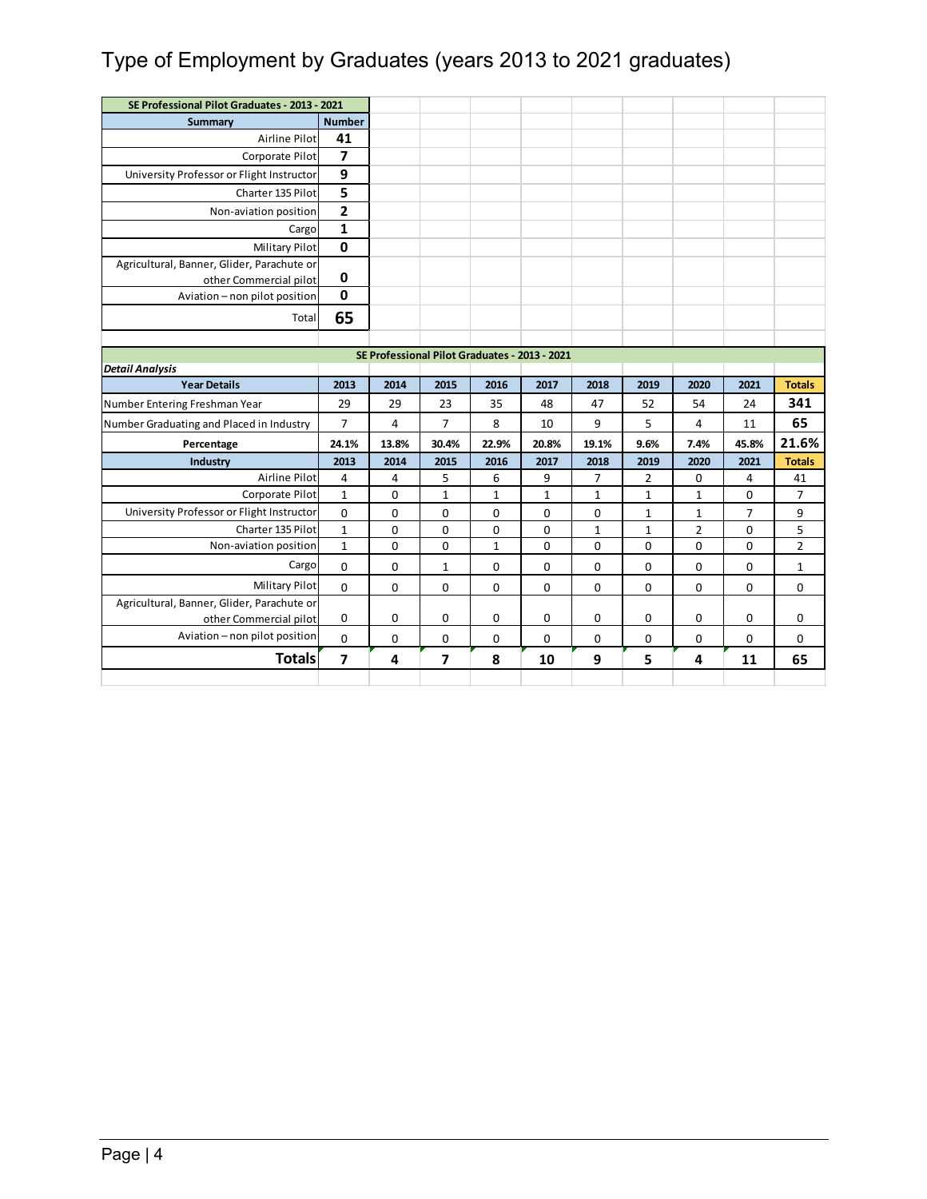# Type of Employment by Graduates (years 2013 to 2021 graduates)

| SE Professional Pilot Graduates - 2013 - 2021 | |
|---|---|
| **Summary** | **Number** |
| Airline Pilot | **41** |
| Corporate Pilot | **7** |
| University Professor or Flight Instructor | **9** |
| Charter 135 Pilot | **5** |
| Non-aviation position | **2** |
| Cargo | **1** |
| Military Pilot | **0** |
| Agricultural, Banner, Glider, Parachute or other Commercial pilot | **0** |
| Aviation – non pilot position | **0** |
| Total | **65** |

**SE Professional Pilot Graduates - 2013 - 2021**

***Detail Analysis***

| Year Details | 2013 | 2014 | 2015 | 2016 | 2017 | 2018 | 2019 | 2020 | 2021 | Totals |
|---|---|---|---|---|---|---|---|---|---|---|
| Number Entering Freshman Year | 29 | 29 | 23 | 35 | 48 | 47 | 52 | 54 | 24 | **341** |
| Number Graduating and Placed in Industry | 7 | 4 | 7 | 8 | 10 | 9 | 5 | 4 | 11 | **65** |
| **Percentage** | **24.1%** | **13.8%** | **30.4%** | **22.9%** | **20.8%** | **19.1%** | **9.6%** | **7.4%** | **45.8%** | **21.6%** |
| **Industry** | **2013** | **2014** | **2015** | **2016** | **2017** | **2018** | **2019** | **2020** | **2021** | **Totals** |
| Airline Pilot | 4 | 4 | 5 | 6 | 9 | 7 | 2 | 0 | 4 | 41 |
| Corporate Pilot | 1 | 0 | 1 | 1 | 1 | 1 | 1 | 1 | 0 | 7 |
| University Professor or Flight Instructor | 0 | 0 | 0 | 0 | 0 | 0 | 1 | 1 | 7 | 9 |
| Charter 135 Pilot | 1 | 0 | 0 | 0 | 0 | 1 | 1 | 2 | 0 | 5 |
| Non-aviation position | 1 | 0 | 0 | 1 | 0 | 0 | 0 | 0 | 0 | 2 |
| Cargo | 0 | 0 | 1 | 0 | 0 | 0 | 0 | 0 | 0 | 1 |
| Military Pilot | 0 | 0 | 0 | 0 | 0 | 0 | 0 | 0 | 0 | 0 |
| Agricultural, Banner, Glider, Parachute or other Commercial pilot | 0 | 0 | 0 | 0 | 0 | 0 | 0 | 0 | 0 | 0 |
| Aviation – non pilot position | 0 | 0 | 0 | 0 | 0 | 0 | 0 | 0 | 0 | 0 |
| **Totals** | **7** | **4** | **7** | **8** | **10** | **9** | **5** | **4** | **11** | **65** |